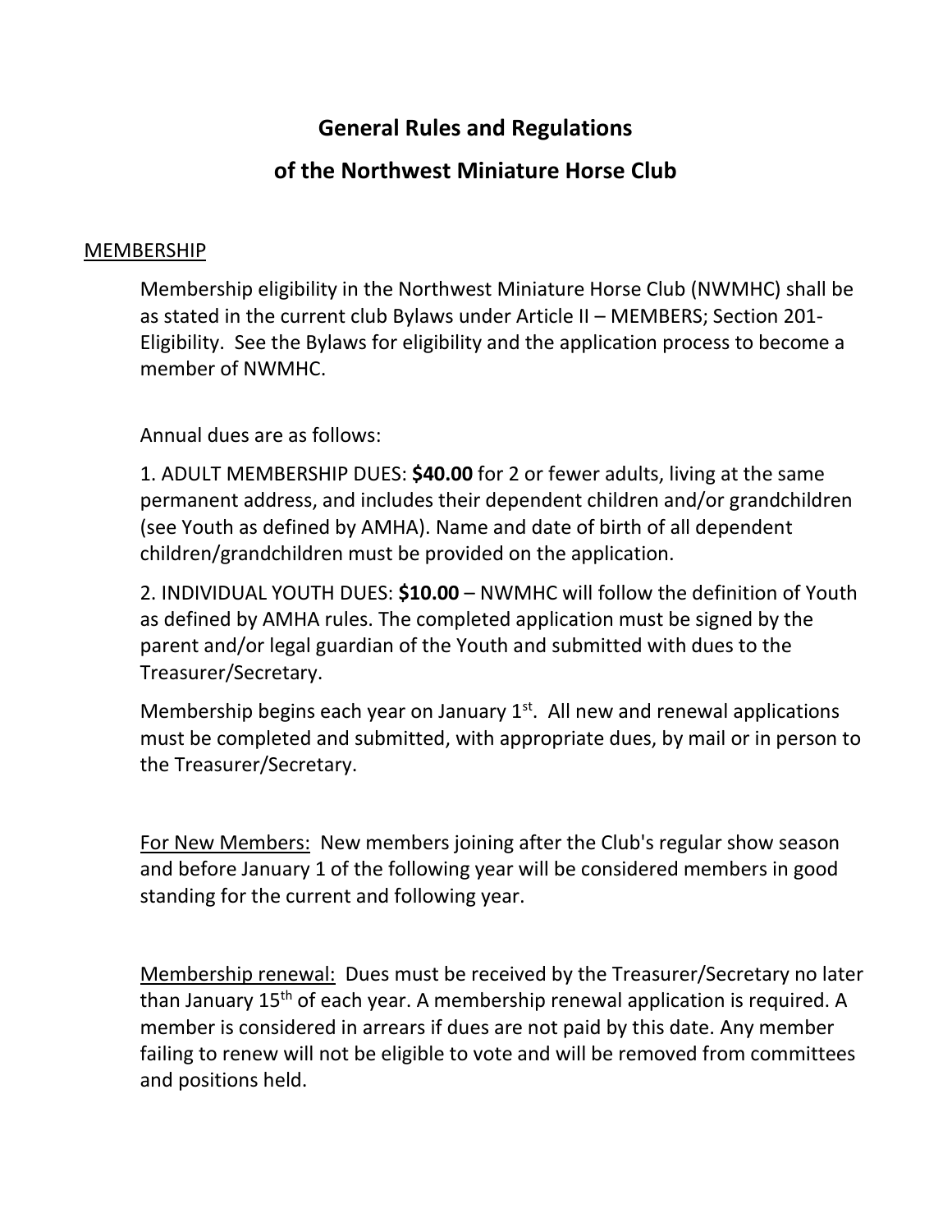# General Rules and Regulations

# of the Northwest Miniature Horse Club

## MEMBERSHIP

Membership eligibility in the Northwest Miniature Horse Club (NWMHC) shall be as stated in the current club Bylaws under Article II – MEMBERS; Section 201- Eligibility. See the Bylaws for eligibility and the application process to become a member of NWMHC.

Annual dues are as follows:

1. ADULT MEMBERSHIP DUES: **$40.00** for 2 or fewer adults, living at the same permanent address, and includes their dependent children and/or grandchildren (see Youth as defined by AMHA). Name and date of birth of all dependent children/grandchildren must be provided on the application.

2. INDIVIDUAL YOUTH DUES: **$10.00** – NWMHC will follow the definition of Youth as defined by AMHA rules. The completed application must be signed by the parent and/or legal guardian of the Youth and submitted with dues to the Treasurer/Secretary.

Membership begins each year on January 1st. All new and renewal applications must be completed and submitted, with appropriate dues, by mail or in person to the Treasurer/Secretary.

For New Members: New members joining after the Club's regular show season and before January 1 of the following year will be considered members in good standing for the current and following year.

Membership renewal: Dues must be received by the Treasurer/Secretary no later than January 15th of each year. A membership renewal application is required. A member is considered in arrears if dues are not paid by this date. Any member failing to renew will not be eligible to vote and will be removed from committees and positions held.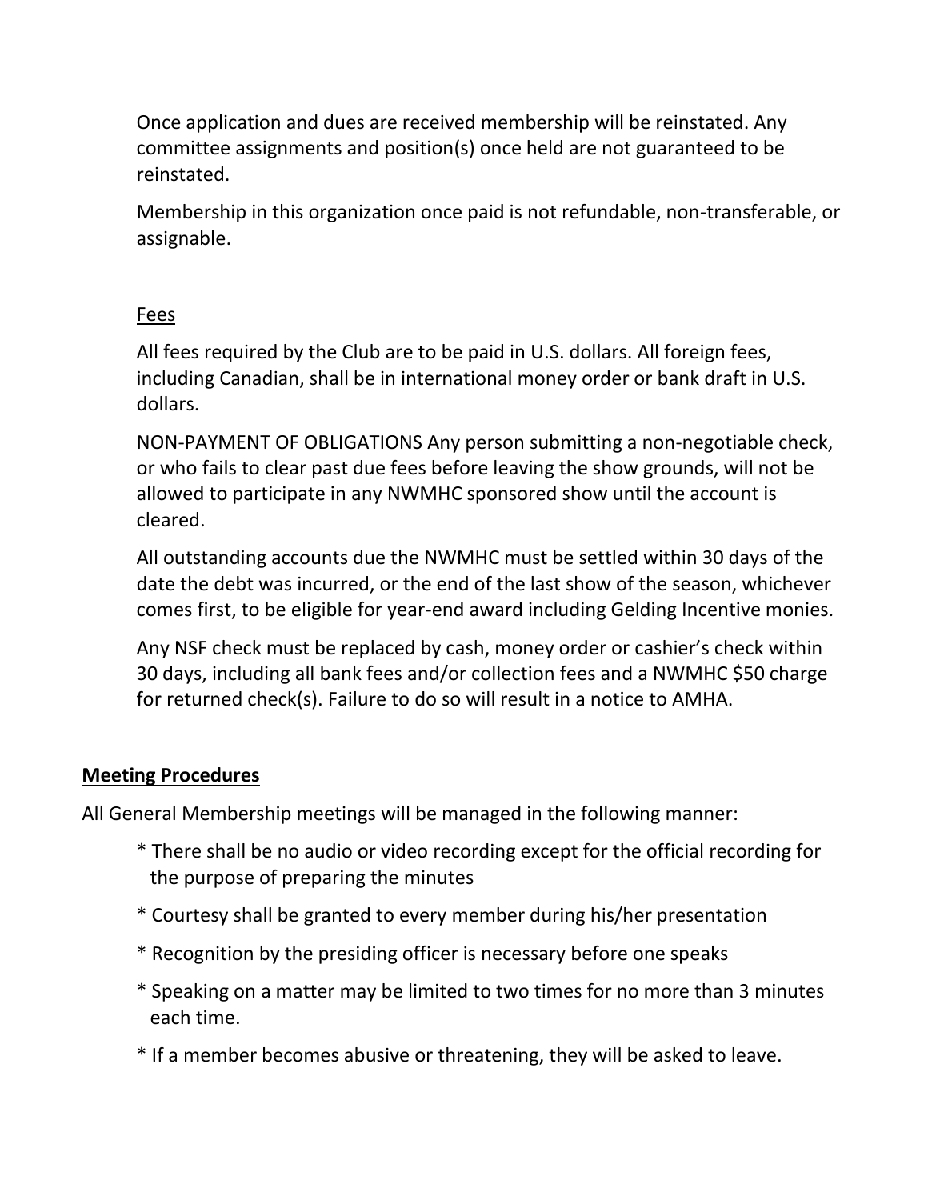Once application and dues are received membership will be reinstated. Any committee assignments and position(s) once held are not guaranteed to be reinstated.

Membership in this organization once paid is not refundable, non-transferable, or assignable.

<u>Fees</u>

All fees required by the Club are to be paid in U.S. dollars. All foreign fees, including Canadian, shall be in international money order or bank draft in U.S. dollars.

NON-PAYMENT OF OBLIGATIONS Any person submitting a non-negotiable check, or who fails to clear past due fees before leaving the show grounds, will not be allowed to participate in any NWMHC sponsored show until the account is cleared.

All outstanding accounts due the NWMHC must be settled within 30 days of the date the debt was incurred, or the end of the last show of the season, whichever comes first, to be eligible for year-end award including Gelding Incentive monies.

Any NSF check must be replaced by cash, money order or cashier's check within 30 days, including all bank fees and/or collection fees and a NWMHC $50 charge for returned check(s). Failure to do so will result in a notice to AMHA.

## **<u>Meeting Procedures</u>**

All General Membership meetings will be managed in the following manner:

* There shall be no audio or video recording except for the official recording for the purpose of preparing the minutes
* Courtesy shall be granted to every member during his/her presentation
* Recognition by the presiding officer is necessary before one speaks
* Speaking on a matter may be limited to two times for no more than 3 minutes each time.
* If a member becomes abusive or threatening, they will be asked to leave.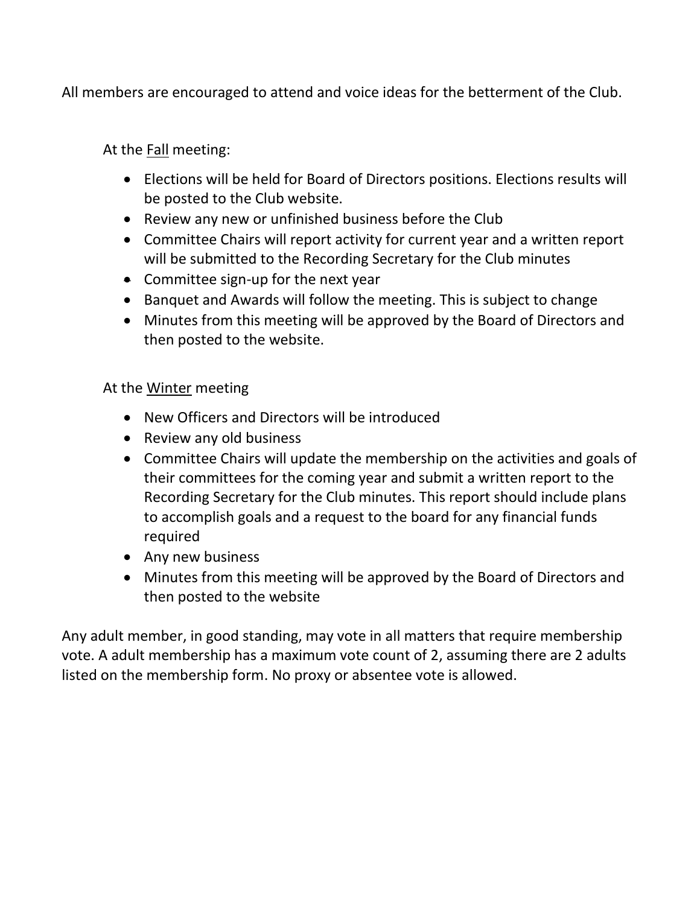All members are encouraged to attend and voice ideas for the betterment of the Club.

At the <u>Fall</u> meeting:

- Elections will be held for Board of Directors positions. Elections results will be posted to the Club website.
- Review any new or unfinished business before the Club
- Committee Chairs will report activity for current year and a written report will be submitted to the Recording Secretary for the Club minutes
- Committee sign-up for the next year
- Banquet and Awards will follow the meeting. This is subject to change
- Minutes from this meeting will be approved by the Board of Directors and then posted to the website.

At the <u>Winter</u> meeting

- New Officers and Directors will be introduced
- Review any old business
- Committee Chairs will update the membership on the activities and goals of their committees for the coming year and submit a written report to the Recording Secretary for the Club minutes. This report should include plans to accomplish goals and a request to the board for any financial funds required
- Any new business
- Minutes from this meeting will be approved by the Board of Directors and then posted to the website

Any adult member, in good standing, may vote in all matters that require membership vote. A adult membership has a maximum vote count of 2, assuming there are 2 adults listed on the membership form. No proxy or absentee vote is allowed.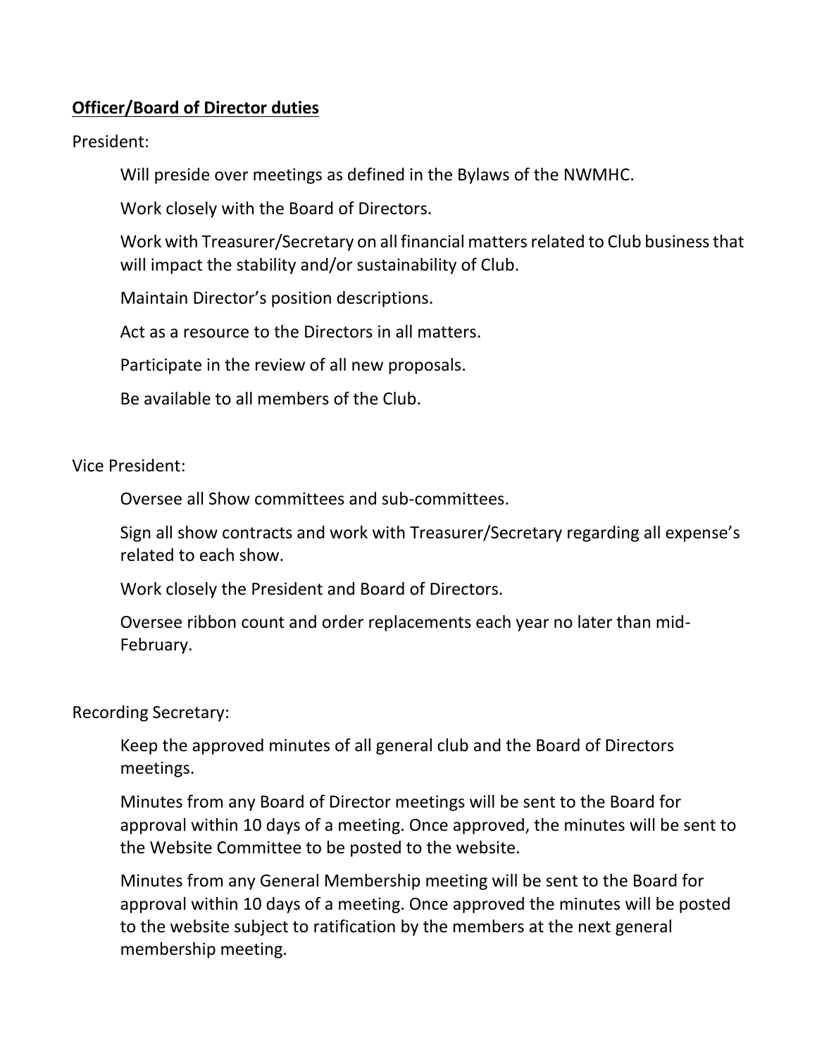**Officer/Board of Director duties**

President:

Will preside over meetings as defined in the Bylaws of the NWMHC.

Work closely with the Board of Directors.

Work with Treasurer/Secretary on all financial matters related to Club business that will impact the stability and/or sustainability of Club.

Maintain Director's position descriptions.

Act as a resource to the Directors in all matters.

Participate in the review of all new proposals.

Be available to all members of the Club.

Vice President:

Oversee all Show committees and sub-committees.

Sign all show contracts and work with Treasurer/Secretary regarding all expense's related to each show.

Work closely the President and Board of Directors.

Oversee ribbon count and order replacements each year no later than mid-February.

Recording Secretary:

Keep the approved minutes of all general club and the Board of Directors meetings.

Minutes from any Board of Director meetings will be sent to the Board for approval within 10 days of a meeting. Once approved, the minutes will be sent to the Website Committee to be posted to the website.

Minutes from any General Membership meeting will be sent to the Board for approval within 10 days of a meeting. Once approved the minutes will be posted to the website subject to ratification by the members at the next general membership meeting.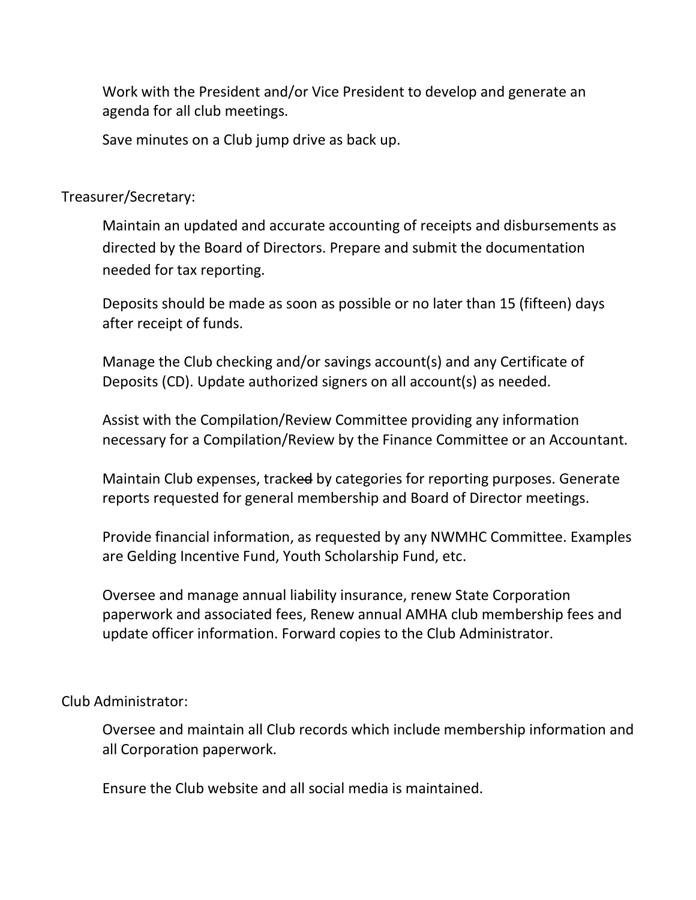Work with the President and/or Vice President to develop and generate an agenda for all club meetings.

Save minutes on a Club jump drive as back up.

Treasurer/Secretary:

Maintain an updated and accurate accounting of receipts and disbursements as directed by the Board of Directors. Prepare and submit the documentation needed for tax reporting.

Deposits should be made as soon as possible or no later than 15 (fifteen) days after receipt of funds.

Manage the Club checking and/or savings account(s) and any Certificate of Deposits (CD). Update authorized signers on all account(s) as needed.

Assist with the Compilation/Review Committee providing any information necessary for a Compilation/Review by the Finance Committee or an Accountant.

Maintain Club expenses, track~~ed~~ by categories for reporting purposes. Generate reports requested for general membership and Board of Director meetings.

Provide financial information, as requested by any NWMHC Committee. Examples are Gelding Incentive Fund, Youth Scholarship Fund, etc.

Oversee and manage annual liability insurance, renew State Corporation paperwork and associated fees, Renew annual AMHA club membership fees and update officer information. Forward copies to the Club Administrator.

Club Administrator:

Oversee and maintain all Club records which include membership information and all Corporation paperwork.

Ensure the Club website and all social media is maintained.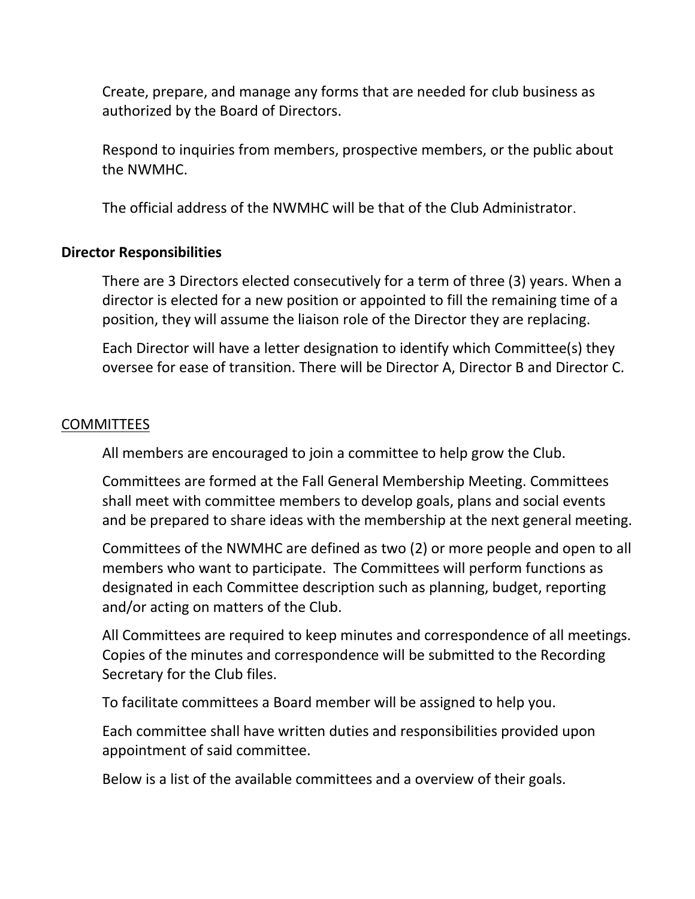Create, prepare, and manage any forms that are needed for club business as authorized by the Board of Directors.

Respond to inquiries from members, prospective members, or the public about the NWMHC.

The official address of the NWMHC will be that of the Club Administrator.

**Director Responsibilities**

There are 3 Directors elected consecutively for a term of three (3) years. When a director is elected for a new position or appointed to fill the remaining time of a position, they will assume the liaison role of the Director they are replacing.

Each Director will have a letter designation to identify which Committee(s) they oversee for ease of transition. There will be Director A, Director B and Director C.

<u>COMMITTEES</u>

All members are encouraged to join a committee to help grow the Club.

Committees are formed at the Fall General Membership Meeting. Committees shall meet with committee members to develop goals, plans and social events and be prepared to share ideas with the membership at the next general meeting.

Committees of the NWMHC are defined as two (2) or more people and open to all members who want to participate. The Committees will perform functions as designated in each Committee description such as planning, budget, reporting and/or acting on matters of the Club.

All Committees are required to keep minutes and correspondence of all meetings. Copies of the minutes and correspondence will be submitted to the Recording Secretary for the Club files.

To facilitate committees a Board member will be assigned to help you.

Each committee shall have written duties and responsibilities provided upon appointment of said committee.

Below is a list of the available committees and a overview of their goals.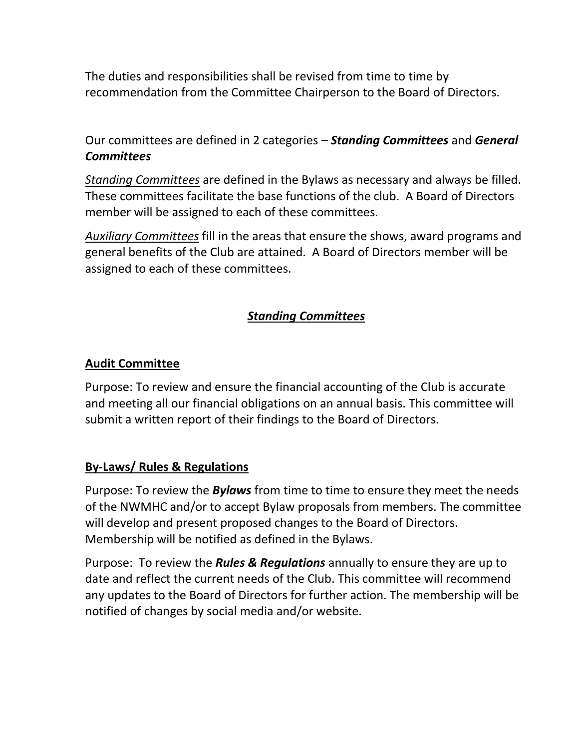The duties and responsibilities shall be revised from time to time by recommendation from the Committee Chairperson to the Board of Directors.

Our committees are defined in 2 categories – ***Standing Committees*** and ***General Committees***

*Standing Committees* are defined in the Bylaws as necessary and always be filled. These committees facilitate the base functions of the club. A Board of Directors member will be assigned to each of these committees.

*Auxiliary Committees* fill in the areas that ensure the shows, award programs and general benefits of the Club are attained. A Board of Directors member will be assigned to each of these committees.

## *Standing Committees*

### Audit Committee

Purpose: To review and ensure the financial accounting of the Club is accurate and meeting all our financial obligations on an annual basis. This committee will submit a written report of their findings to the Board of Directors.

### By-Laws/ Rules & Regulations

Purpose: To review the ***Bylaws*** from time to time to ensure they meet the needs of the NWMHC and/or to accept Bylaw proposals from members. The committee will develop and present proposed changes to the Board of Directors. Membership will be notified as defined in the Bylaws.

Purpose: To review the ***Rules & Regulations*** annually to ensure they are up to date and reflect the current needs of the Club. This committee will recommend any updates to the Board of Directors for further action. The membership will be notified of changes by social media and/or website.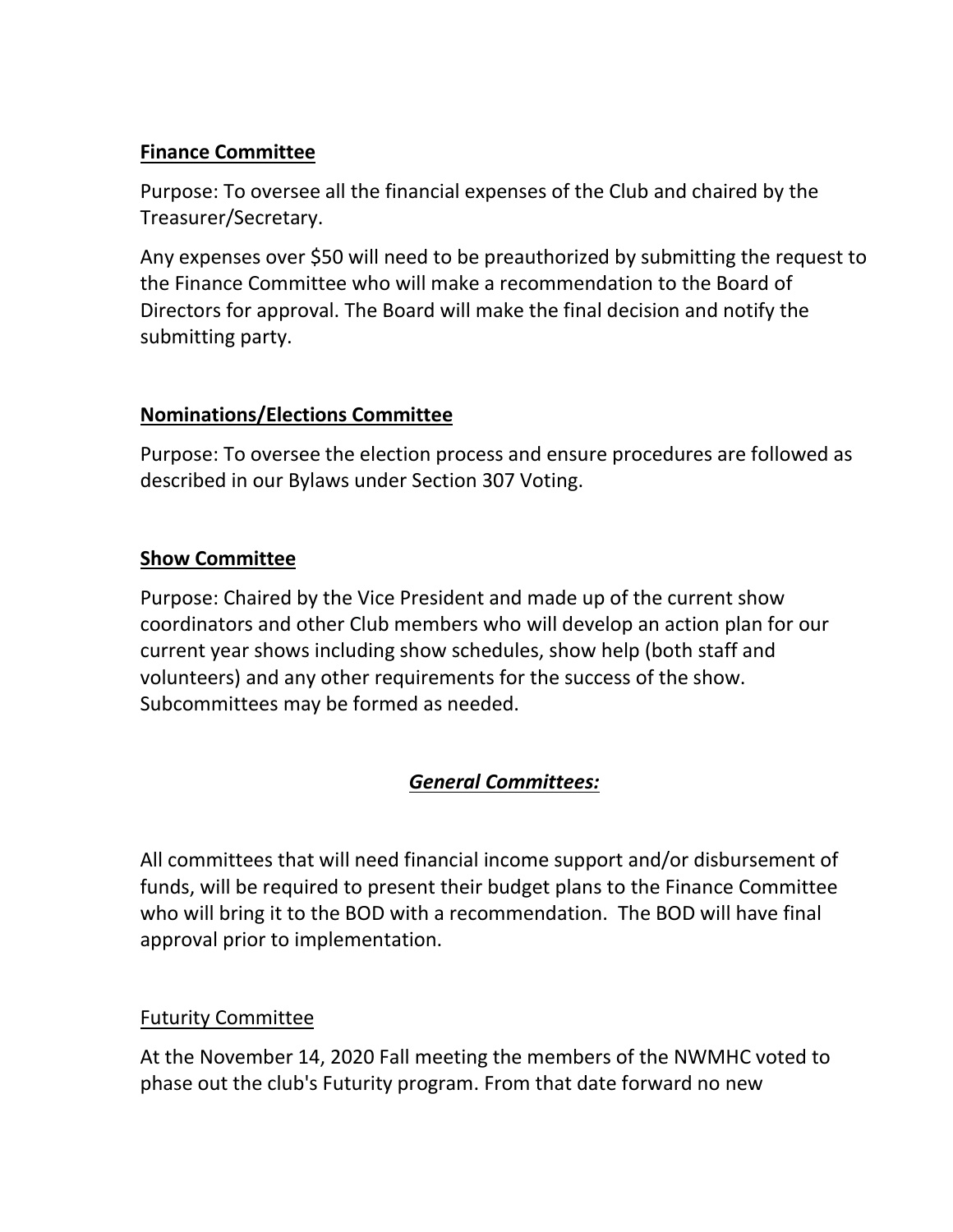**Finance Committee**

Purpose: To oversee all the financial expenses of the Club and chaired by the Treasurer/Secretary.

Any expenses over $50 will need to be preauthorized by submitting the request to the Finance Committee who will make a recommendation to the Board of Directors for approval. The Board will make the final decision and notify the submitting party.

**Nominations/Elections Committee**

Purpose: To oversee the election process and ensure procedures are followed as described in our Bylaws under Section 307 Voting.

**Show Committee**

Purpose: Chaired by the Vice President and made up of the current show coordinators and other Club members who will develop an action plan for our current year shows including show schedules, show help (both staff and volunteers) and any other requirements for the success of the show. Subcommittees may be formed as needed.

***General Committees:***

All committees that will need financial income support and/or disbursement of funds, will be required to present their budget plans to the Finance Committee who will bring it to the BOD with a recommendation. The BOD will have final approval prior to implementation.

Futurity Committee

At the November 14, 2020 Fall meeting the members of the NWMHC voted to phase out the club's Futurity program. From that date forward no new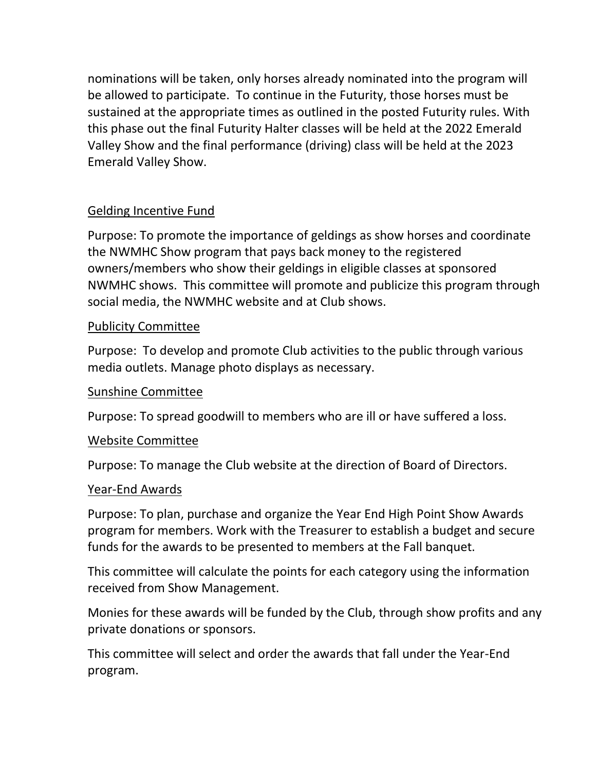nominations will be taken, only horses already nominated into the program will be allowed to participate.  To continue in the Futurity, those horses must be sustained at the appropriate times as outlined in the posted Futurity rules. With this phase out the final Futurity Halter classes will be held at the 2022 Emerald Valley Show and the final performance (driving) class will be held at the 2023 Emerald Valley Show.

<u>Gelding Incentive Fund</u>

Purpose: To promote the importance of geldings as show horses and coordinate the NWMHC Show program that pays back money to the registered owners/members who show their geldings in eligible classes at sponsored NWMHC shows.  This committee will promote and publicize this program through social media, the NWMHC website and at Club shows.

<u>Publicity Committee</u>

Purpose:  To develop and promote Club activities to the public through various media outlets. Manage photo displays as necessary.

<u>Sunshine Committee</u>

Purpose: To spread goodwill to members who are ill or have suffered a loss.

<u>Website Committee</u>

Purpose: To manage the Club website at the direction of Board of Directors.

<u>Year-End Awards</u>

Purpose: To plan, purchase and organize the Year End High Point Show Awards program for members. Work with the Treasurer to establish a budget and secure funds for the awards to be presented to members at the Fall banquet.

This committee will calculate the points for each category using the information received from Show Management.

Monies for these awards will be funded by the Club, through show profits and any private donations or sponsors.

This committee will select and order the awards that fall under the Year-End program.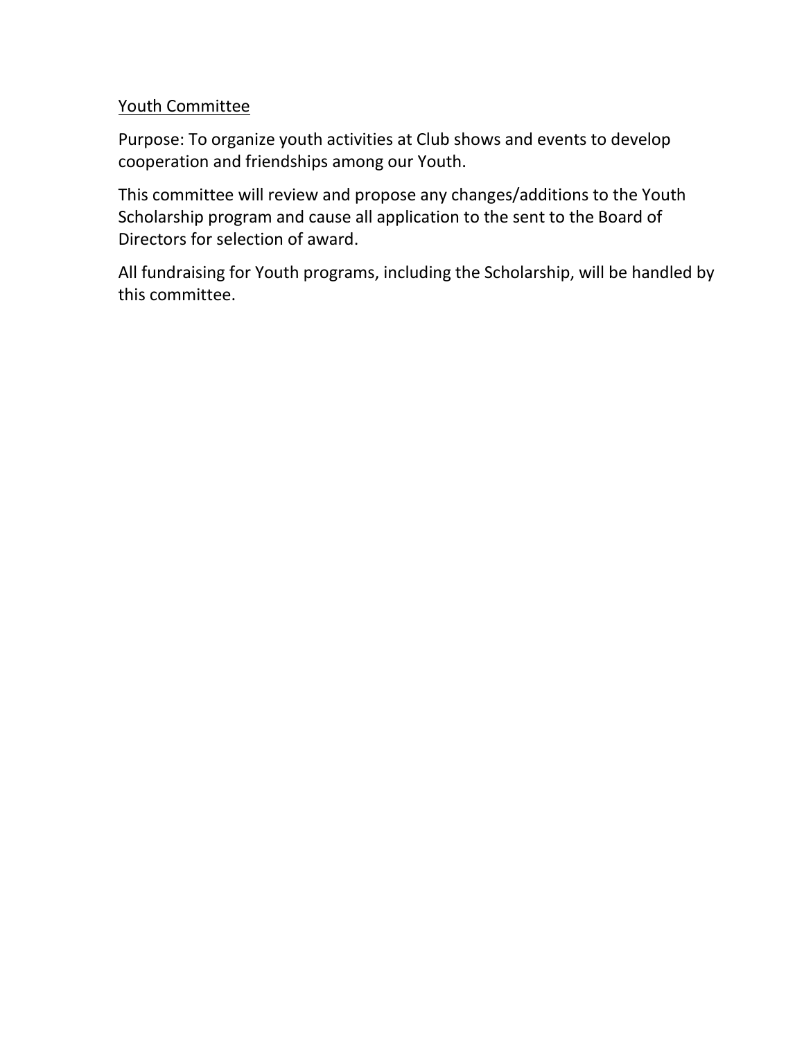Youth Committee

Purpose: To organize youth activities at Club shows and events to develop cooperation and friendships among our Youth.

This committee will review and propose any changes/additions to the Youth Scholarship program and cause all application to the sent to the Board of Directors for selection of award.

All fundraising for Youth programs, including the Scholarship, will be handled by this committee.